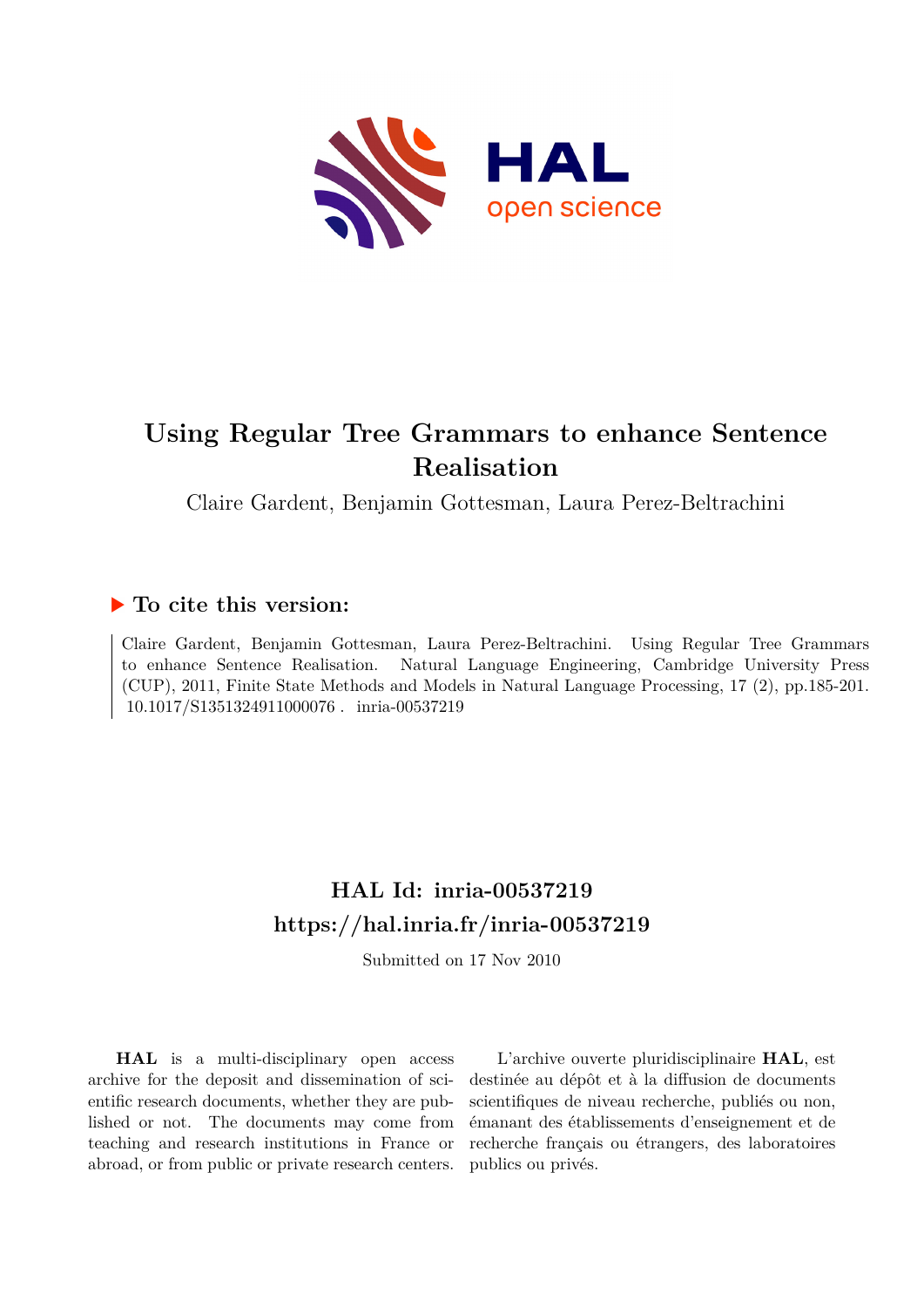# Using Regular Tree Grammars to enhance Sentence Realisation

Claire Gardent, Benjamin Gottesman, Laura Perez-Beltrachini

## ▶ To cite this version:

Claire Gardent, Benjamin Gottesman, Laura Perez-Beltrachini. Using Regular Tree Grammars to enhance Sentence Realisation. Natural Language Engineering, Cambridge University Press (CUP), 2011, Finite State Methods and Models in Natural Language Processing, 17 (2), pp.185-201. 10.1017/S1351324911000076 . inria-00537219

## HAL Id: inria-00537219
## https://hal.inria.fr/inria-00537219

Submitted on 17 Nov 2010

**HAL** is a multi-disciplinary open access archive for the deposit and dissemination of scientific research documents, whether they are published or not. The documents may come from teaching and research institutions in France or abroad, or from public or private research centers.

L'archive ouverte pluridisciplinaire **HAL**, est destinée au dépôt et à la diffusion de documents scientifiques de niveau recherche, publiés ou non, émanant des établissements d'enseignement et de recherche français ou étrangers, des laboratoires publics ou privés.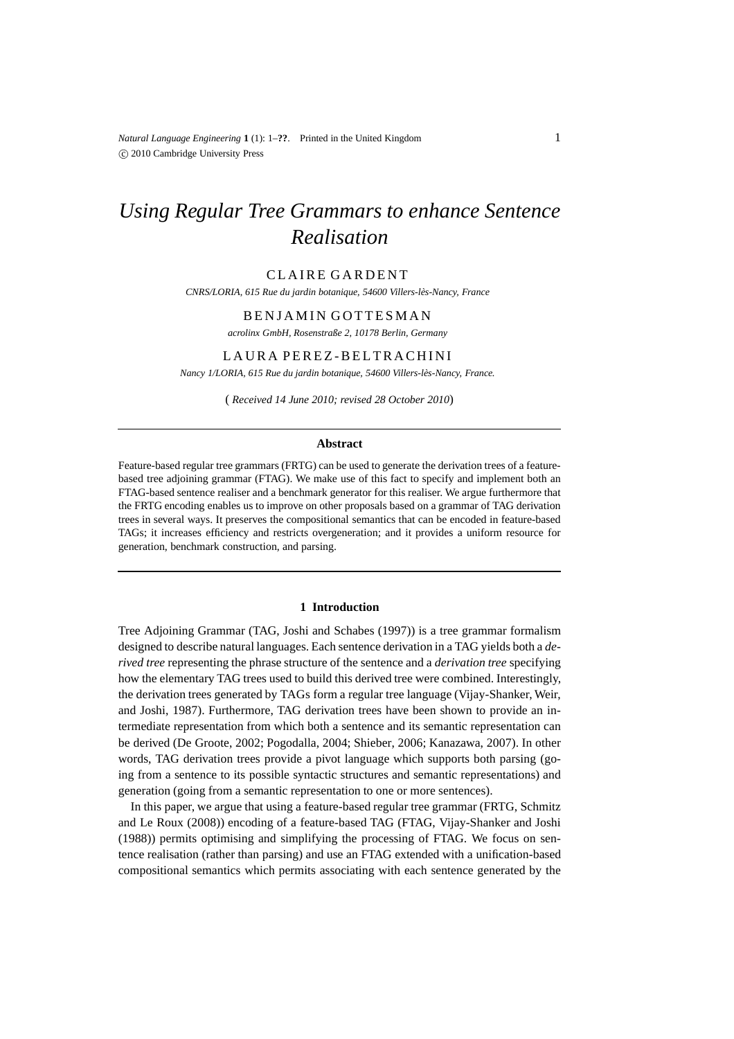# Using Regular Tree Grammars to enhance Sentence Realisation

CLAIRE GARDENT

*CNRS/LORIA, 615 Rue du jardin botanique, 54600 Villers-lès-Nancy, France*

BENJAMIN GOTTESMAN

*acrolinx GmbH, Rosenstraße 2, 10178 Berlin, Germany*

LAURA PEREZ-BELTRACHINI

*Nancy 1/LORIA, 615 Rue du jardin botanique, 54600 Villers-lès-Nancy, France.*

( *Received 14 June 2010; revised 28 October 2010*)

## Abstract

Feature-based regular tree grammars (FRTG) can be used to generate the derivation trees of a feature-based tree adjoining grammar (FTAG). We make use of this fact to specify and implement both an FTAG-based sentence realiser and a benchmark generator for this realiser. We argue furthermore that the FRTG encoding enables us to improve on other proposals based on a grammar of TAG derivation trees in several ways. It preserves the compositional semantics that can be encoded in feature-based TAGs; it increases efficiency and restricts overgeneration; and it provides a uniform resource for generation, benchmark construction, and parsing.

## 1 Introduction

Tree Adjoining Grammar (TAG, Joshi and Schabes (1997)) is a tree grammar formalism designed to describe natural languages. Each sentence derivation in a TAG yields both a *derived tree* representing the phrase structure of the sentence and a *derivation tree* specifying how the elementary TAG trees used to build this derived tree were combined. Interestingly, the derivation trees generated by TAGs form a regular tree language (Vijay-Shanker, Weir, and Joshi, 1987). Furthermore, TAG derivation trees have been shown to provide an intermediate representation from which both a sentence and its semantic representation can be derived (De Groote, 2002; Pogodalla, 2004; Shieber, 2006; Kanazawa, 2007). In other words, TAG derivation trees provide a pivot language which supports both parsing (going from a sentence to its possible syntactic structures and semantic representations) and generation (going from a semantic representation to one or more sentences).

In this paper, we argue that using a feature-based regular tree grammar (FRTG, Schmitz and Le Roux (2008)) encoding of a feature-based TAG (FTAG, Vijay-Shanker and Joshi (1988)) permits optimising and simplifying the processing of FTAG. We focus on sentence realisation (rather than parsing) and use an FTAG extended with a unification-based compositional semantics which permits associating with each sentence generated by the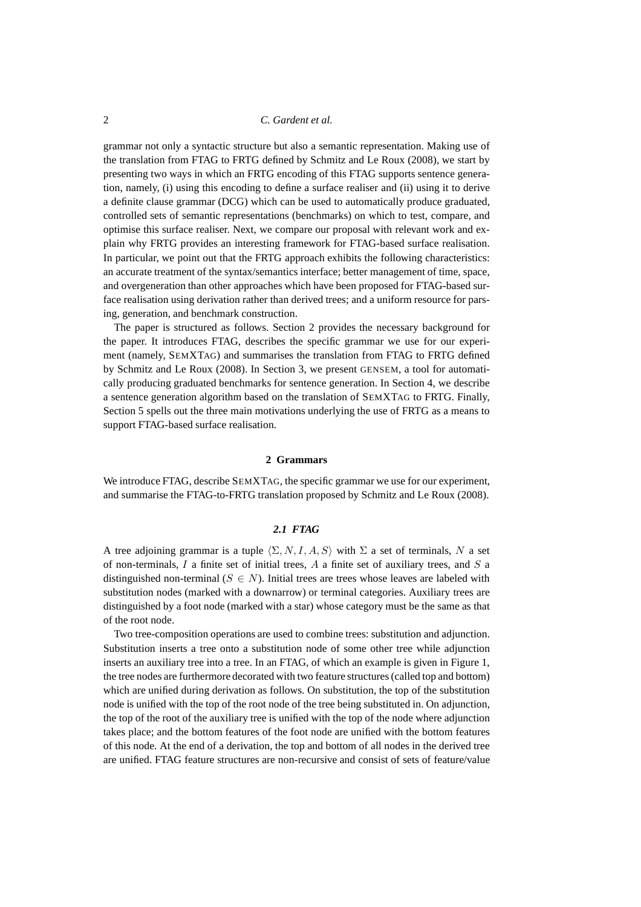grammar not only a syntactic structure but also a semantic representation. Making use of the translation from FTAG to FRTG defined by Schmitz and Le Roux (2008), we start by presenting two ways in which an FRTG encoding of this FTAG supports sentence generation, namely, (i) using this encoding to define a surface realiser and (ii) using it to derive a definite clause grammar (DCG) which can be used to automatically produce graduated, controlled sets of semantic representations (benchmarks) on which to test, compare, and optimise this surface realiser. Next, we compare our proposal with relevant work and explain why FRTG provides an interesting framework for FTAG-based surface realisation. In particular, we point out that the FRTG approach exhibits the following characteristics: an accurate treatment of the syntax/semantics interface; better management of time, space, and overgeneration than other approaches which have been proposed for FTAG-based surface realisation using derivation rather than derived trees; and a uniform resource for parsing, generation, and benchmark construction.

The paper is structured as follows. Section 2 provides the necessary background for the paper. It introduces FTAG, describes the specific grammar we use for our experiment (namely, SemXTag) and summarises the translation from FTAG to FRTG defined by Schmitz and Le Roux (2008). In Section 3, we present GENSEM, a tool for automatically producing graduated benchmarks for sentence generation. In Section 4, we describe a sentence generation algorithm based on the translation of SemXTag to FRTG. Finally, Section 5 spells out the three main motivations underlying the use of FRTG as a means to support FTAG-based surface realisation.

## 2 Grammars

We introduce FTAG, describe SemXTag, the specific grammar we use for our experiment, and summarise the FTAG-to-FRTG translation proposed by Schmitz and Le Roux (2008).

### *2.1 FTAG*

A tree adjoining grammar is a tuple $\langle \Sigma, N, I, A, S \rangle$ with $\Sigma$ a set of terminals, $N$ a set of non-terminals, $I$ a finite set of initial trees, $A$ a finite set of auxiliary trees, and $S$ a distinguished non-terminal ($S \in N$). Initial trees are trees whose leaves are labeled with substitution nodes (marked with a downarrow) or terminal categories. Auxiliary trees are distinguished by a foot node (marked with a star) whose category must be the same as that of the root node.

Two tree-composition operations are used to combine trees: substitution and adjunction. Substitution inserts a tree onto a substitution node of some other tree while adjunction inserts an auxiliary tree into a tree. In an FTAG, of which an example is given in Figure 1, the tree nodes are furthermore decorated with two feature structures (called top and bottom) which are unified during derivation as follows. On substitution, the top of the substitution node is unified with the top of the root node of the tree being substituted in. On adjunction, the top of the root of the auxiliary tree is unified with the top of the node where adjunction takes place; and the bottom features of the foot node are unified with the bottom features of this node. At the end of a derivation, the top and bottom of all nodes in the derived tree are unified. FTAG feature structures are non-recursive and consist of sets of feature/value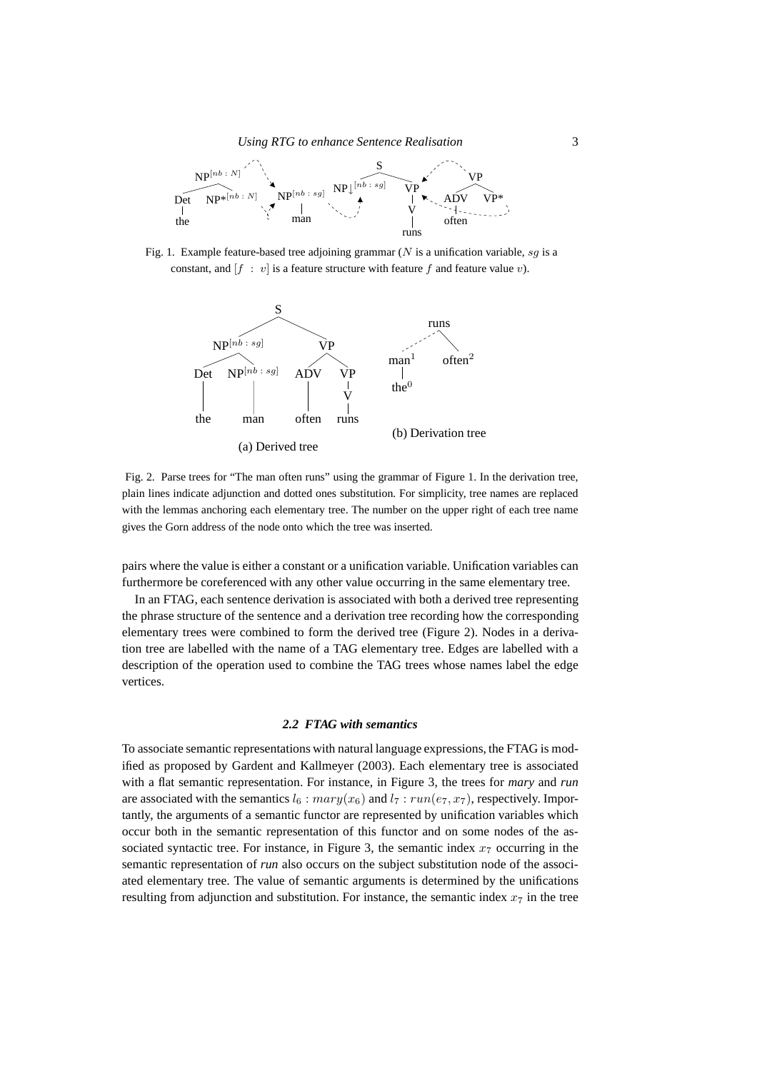Fig. 1. Example feature-based tree adjoining grammar ($N$ is a unification variable, $sg$ is a constant, and $[f : v]$ is a feature structure with feature $f$ and feature value $v$).

Fig. 2. Parse trees for "The man often runs" using the grammar of Figure 1. In the derivation tree, plain lines indicate adjunction and dotted ones substitution. For simplicity, tree names are replaced with the lemmas anchoring each elementary tree. The number on the upper right of each tree name gives the Gorn address of the node onto which the tree was inserted.

pairs where the value is either a constant or a unification variable. Unification variables can furthermore be coreferenced with any other value occurring in the same elementary tree.

In an FTAG, each sentence derivation is associated with both a derived tree representing the phrase structure of the sentence and a derivation tree recording how the corresponding elementary trees were combined to form the derived tree (Figure 2). Nodes in a derivation tree are labelled with the name of a TAG elementary tree. Edges are labelled with a description of the operation used to combine the TAG trees whose names label the edge vertices.

### *2.2 FTAG with semantics*

To associate semantic representations with natural language expressions, the FTAG is modified as proposed by Gardent and Kallmeyer (2003). Each elementary tree is associated with a flat semantic representation. For instance, in Figure 3, the trees for *mary* and *run* are associated with the semantics $l_6 : mary(x_6)$ and $l_7 : run(e_7, x_7)$, respectively. Importantly, the arguments of a semantic functor are represented by unification variables which occur both in the semantic representation of this functor and on some nodes of the associated syntactic tree. For instance, in Figure 3, the semantic index $x_7$ occurring in the semantic representation of *run* also occurs on the subject substitution node of the associated elementary tree. The value of semantic arguments is determined by the unifications resulting from adjunction and substitution. For instance, the semantic index $x_7$ in the tree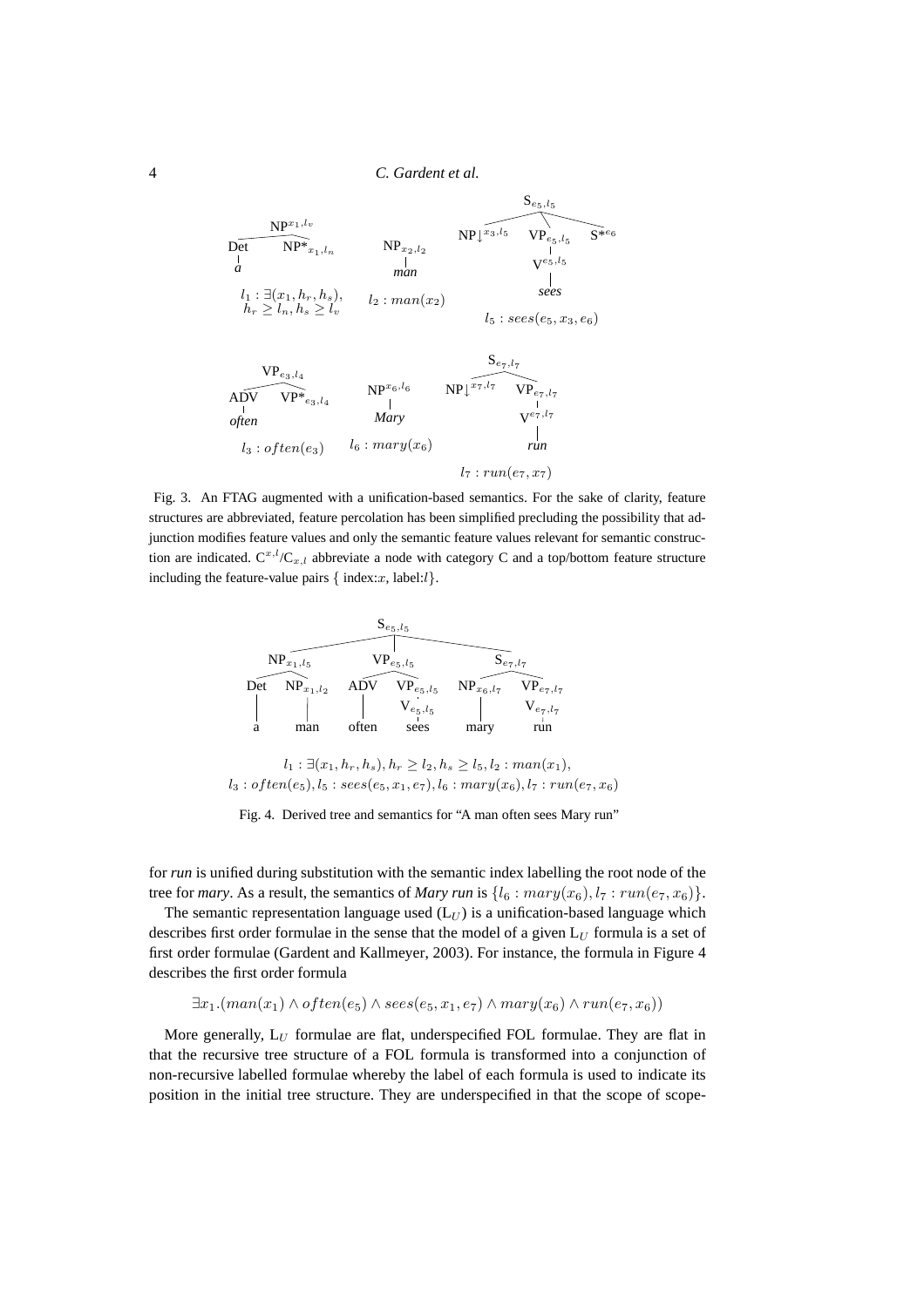Fig. 3. An FTAG augmented with a unification-based semantics. For the sake of clarity, feature structures are abbreviated, feature percolation has been simplified precluding the possibility that adjunction modifies feature values and only the semantic feature values relevant for semantic construction are indicated. $C^{x,l}/C_{x,l}$ abbreviate a node with category C and a top/bottom feature structure including the feature-value pairs { index:$x$, label:$l$}.

$l_1 : \exists(x_1, h_r, h_s), h_r \geq l_2, h_s \geq l_5, l_2 : man(x_1),$
$l_3 : often(e_5), l_5 : sees(e_5, x_1, e_7), l_6 : mary(x_6), l_7 : run(e_7, x_6)$

Fig. 4. Derived tree and semantics for "A man often sees Mary run"

for ***run*** is unified during substitution with the semantic index labelling the root node of the tree for ***mary***. As a result, the semantics of ***Mary run*** is $\{l_6 : mary(x_6), l_7 : run(e_7, x_6)\}$.

The semantic representation language used ($L_U$) is a unification-based language which describes first order formulae in the sense that the model of a given $L_U$ formula is a set of first order formulae (Gardent and Kallmeyer, 2003). For instance, the formula in Figure 4 describes the first order formula

$$\exists x_1.(man(x_1) \wedge often(e_5) \wedge sees(e_5, x_1, e_7) \wedge mary(x_6) \wedge run(e_7, x_6))$$

More generally, $L_U$ formulae are flat, underspecified FOL formulae. They are flat in that the recursive tree structure of a FOL formula is transformed into a conjunction of non-recursive labelled formulae whereby the label of each formula is used to indicate its position in the initial tree structure. They are underspecified in that the scope of scope-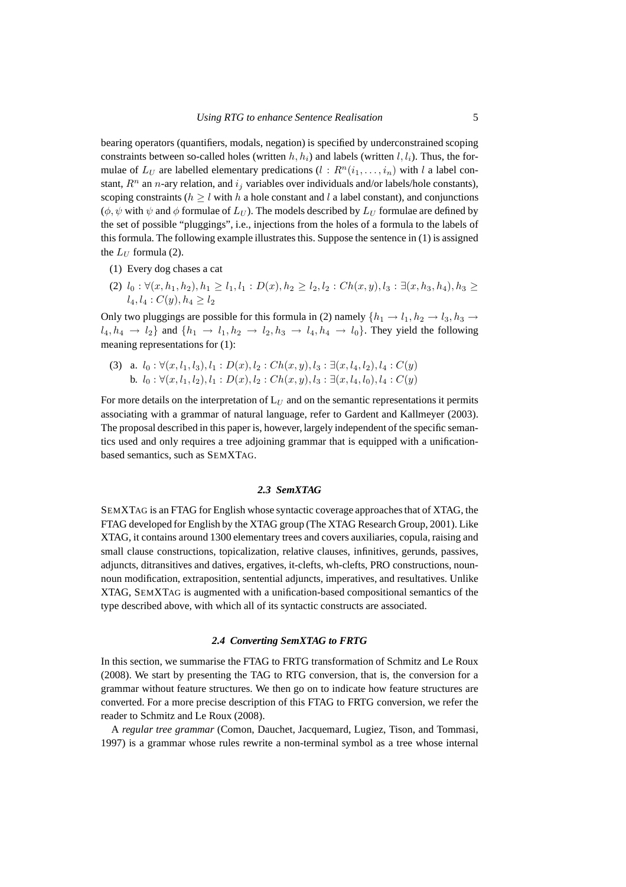bearing operators (quantifiers, modals, negation) is specified by underconstrained scoping constraints between so-called holes (written $h, h_i$) and labels (written $l, l_i$). Thus, the formulae of $L_U$ are labelled elementary predications ($l : R^n(i_1, \ldots, i_n)$ with $l$ a label constant, $R^n$ an $n$-ary relation, and $i_j$ variables over individuals and/or labels/hole constants), scoping constraints ($h \geq l$ with $h$ a hole constant and $l$ a label constant), and conjunctions ($\phi, \psi$ with $\psi$ and $\phi$ formulae of $L_U$). The models described by $L_U$ formulae are defined by the set of possible "pluggings", i.e., injections from the holes of a formula to the labels of this formula. The following example illustrates this. Suppose the sentence in (1) is assigned the $L_U$ formula (2).

(1) Every dog chases a cat

(2) $l_0 : \forall(x, h_1, h_2), h_1 \geq l_1, l_1 : D(x), h_2 \geq l_2, l_2 : Ch(x, y), l_3 : \exists(x, h_3, h_4), h_3 \geq l_4, l_4 : C(y), h_4 \geq l_2$

Only two pluggings are possible for this formula in (2) namely $\{h_1 \rightarrow l_1, h_2 \rightarrow l_3, h_3 \rightarrow l_4, h_4 \rightarrow l_2\}$ and $\{h_1 \rightarrow l_1, h_2 \rightarrow l_2, h_3 \rightarrow l_4, h_4 \rightarrow l_0\}$. They yield the following meaning representations for (1):

(3) a. $l_0 : \forall(x, l_1, l_3), l_1 : D(x), l_2 : Ch(x, y), l_3 : \exists(x, l_4, l_2), l_4 : C(y)$
b. $l_0 : \forall(x, l_1, l_2), l_1 : D(x), l_2 : Ch(x, y), l_3 : \exists(x, l_4, l_0), l_4 : C(y)$

For more details on the interpretation of $L_U$ and on the semantic representations it permits associating with a grammar of natural language, refer to Gardent and Kallmeyer (2003). The proposal described in this paper is, however, largely independent of the specific semantics used and only requires a tree adjoining grammar that is equipped with a unification-based semantics, such as SEMXTAG.

### 2.3 SemXTAG

SEMXTAG is an FTAG for English whose syntactic coverage approaches that of XTAG, the FTAG developed for English by the XTAG group (The XTAG Research Group, 2001). Like XTAG, it contains around 1300 elementary trees and covers auxiliaries, copula, raising and small clause constructions, topicalization, relative clauses, infinitives, gerunds, passives, adjuncts, ditransitives and datives, ergatives, it-clefts, wh-clefts, PRO constructions, noun-noun modification, extraposition, sentential adjuncts, imperatives, and resultatives. Unlike XTAG, SEMXTAG is augmented with a unification-based compositional semantics of the type described above, with which all of its syntactic constructs are associated.

### 2.4 Converting SemXTAG to FRTG

In this section, we summarise the FTAG to FRTG transformation of Schmitz and Le Roux (2008). We start by presenting the TAG to RTG conversion, that is, the conversion for a grammar without feature structures. We then go on to indicate how feature structures are converted. For a more precise description of this FTAG to FRTG conversion, we refer the reader to Schmitz and Le Roux (2008).

A *regular tree grammar* (Comon, Dauchet, Jacquemard, Lugiez, Tison, and Tommasi, 1997) is a grammar whose rules rewrite a non-terminal symbol as a tree whose internal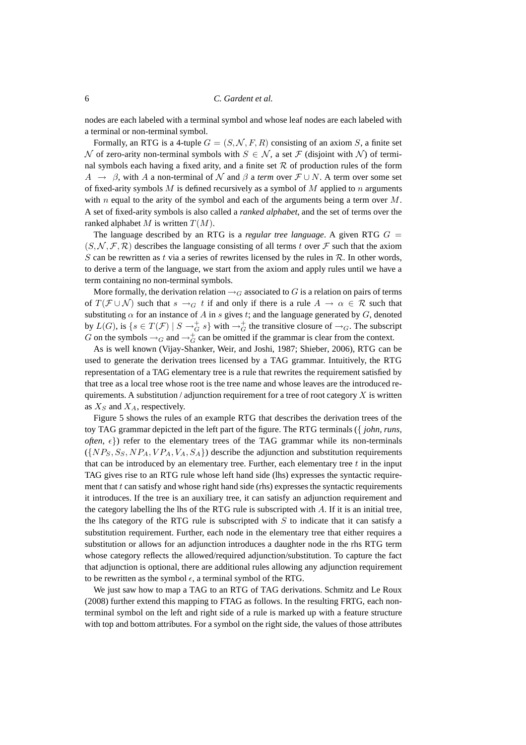nodes are each labeled with a terminal symbol and whose leaf nodes are each labeled with a terminal or non-terminal symbol.

Formally, an RTG is a 4-tuple $G = (S, \mathcal{N}, F, R)$ consisting of an axiom $S$, a finite set $\mathcal{N}$ of zero-arity non-terminal symbols with $S \in \mathcal{N}$, a set $\mathcal{F}$ (disjoint with $\mathcal{N}$) of terminal symbols each having a fixed arity, and a finite set $\mathcal{R}$ of production rules of the form $A \rightarrow \beta$, with $A$ a non-terminal of $\mathcal{N}$ and $\beta$ a *term* over $\mathcal{F} \cup N$. A term over some set of fixed-arity symbols $M$ is defined recursively as a symbol of $M$ applied to $n$ arguments with $n$ equal to the arity of the symbol and each of the arguments being a term over $M$. A set of fixed-arity symbols is also called a *ranked alphabet*, and the set of terms over the ranked alphabet $M$ is written $T(M)$.

The language described by an RTG is a *regular tree language*. A given RTG $G = (S, \mathcal{N}, \mathcal{F}, \mathcal{R})$ describes the language consisting of all terms $t$ over $\mathcal{F}$ such that the axiom $S$ can be rewritten as $t$ via a series of rewrites licensed by the rules in $\mathcal{R}$. In other words, to derive a term of the language, we start from the axiom and apply rules until we have a term containing no non-terminal symbols.

More formally, the derivation relation $\rightarrow_G$ associated to $G$ is a relation on pairs of terms of $T(\mathcal{F} \cup \mathcal{N})$ such that $s \rightarrow_G t$ if and only if there is a rule $A \rightarrow \alpha \in \mathcal{R}$ such that substituting $\alpha$ for an instance of $A$ in $s$ gives $t$; and the language generated by $G$, denoted by $L(G)$, is $\{s \in T(\mathcal{F}) \mid S \rightarrow_G^+ s\}$ with $\rightarrow_G^+$ the transitive closure of $\rightarrow_G$. The subscript $G$ on the symbols $\rightarrow_G$ and $\rightarrow_G^+$ can be omitted if the grammar is clear from the context.

As is well known (Vijay-Shanker, Weir, and Joshi, 1987; Shieber, 2006), RTG can be used to generate the derivation trees licensed by a TAG grammar. Intuitively, the RTG representation of a TAG elementary tree is a rule that rewrites the requirement satisfied by that tree as a local tree whose root is the tree name and whose leaves are the introduced requirements. A substitution / adjunction requirement for a tree of root category $X$ is written as $X_S$ and $X_A$, respectively.

Figure 5 shows the rules of an example RTG that describes the derivation trees of the toy TAG grammar depicted in the left part of the figure. The RTG terminals ({ *john*, *runs*, *often*, $\epsilon$}) refer to the elementary trees of the TAG grammar while its non-terminals ($\{NP_S, S_S, NP_A, VP_A, V_A, S_A\}$) describe the adjunction and substitution requirements that can be introduced by an elementary tree. Further, each elementary tree $t$ in the input TAG gives rise to an RTG rule whose left hand side (lhs) expresses the syntactic requirement that $t$ can satisfy and whose right hand side (rhs) expresses the syntactic requirements it introduces. If the tree is an auxiliary tree, it can satisfy an adjunction requirement and the category labelling the lhs of the RTG rule is subscripted with $A$. If it is an initial tree, the lhs category of the RTG rule is subscripted with $S$ to indicate that it can satisfy a substitution requirement. Further, each node in the elementary tree that either requires a substitution or allows for an adjunction introduces a daughter node in the rhs RTG term whose category reflects the allowed/required adjunction/substitution. To capture the fact that adjunction is optional, there are additional rules allowing any adjunction requirement to be rewritten as the symbol $\epsilon$, a terminal symbol of the RTG.

We just saw how to map a TAG to an RTG of TAG derivations. Schmitz and Le Roux (2008) further extend this mapping to FTAG as follows. In the resulting FRTG, each non-terminal symbol on the left and right side of a rule is marked up with a feature structure with top and bottom attributes. For a symbol on the right side, the values of those attributes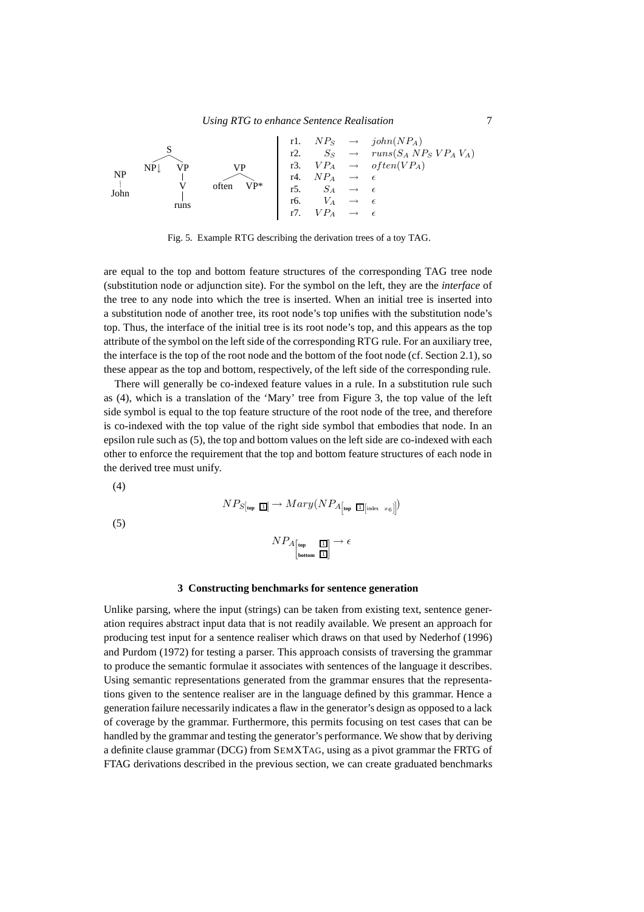| | | | |
|---|---|---|---|
| r1. | $NP_S$ | $\rightarrow$ | $john(NP_A)$ |
| r2. | $S_S$ | $\rightarrow$ | $runs(S_A\ NP_S\ VP_A\ V_A)$ |
| r3. | $VP_A$ | $\rightarrow$ | $often(VP_A)$ |
| r4. | $NP_A$ | $\rightarrow$ | $\epsilon$ |
| r5. | $S_A$ | $\rightarrow$ | $\epsilon$ |
| r6. | $V_A$ | $\rightarrow$ | $\epsilon$ |
| r7. | $VP_A$ | $\rightarrow$ | $\epsilon$ |

Fig. 5. Example RTG describing the derivation trees of a toy TAG.

are equal to the top and bottom feature structures of the corresponding TAG tree node (substitution node or adjunction site). For the symbol on the left, they are the *interface* of the tree to any node into which the tree is inserted. When an initial tree is inserted into a substitution node of another tree, its root node's top unifies with the substitution node's top. Thus, the interface of the initial tree is its root node's top, and this appears as the top attribute of the symbol on the left side of the corresponding RTG rule. For an auxiliary tree, the interface is the top of the root node and the bottom of the foot node (cf. Section 2.1), so these appear as the top and bottom, respectively, of the left side of the corresponding rule.

There will generally be co-indexed feature values in a rule. In a substitution rule such as (4), which is a translation of the 'Mary' tree from Figure 3, the top value of the left side symbol is equal to the top feature structure of the root node of the tree, and therefore is co-indexed with the top value of the right side symbol that embodies that node. In an epsilon rule such as (5), the top and bottom values on the left side are co-indexed with each other to enforce the requirement that the top and bottom feature structures of each node in the derived tree must unify.

(4)

$$NP_{S[\text{top}\ \boxed{1}]} \rightarrow Mary(NP_{A\left[\text{top}\ \boxed{1}[\text{index}\ \ x_6]\right]})$$

(5)

$$NP_{A\begin{bmatrix}\text{top} & \boxed{1}\\ \text{bottom} & \boxed{1}\end{bmatrix}} \rightarrow \epsilon$$

## 3 Constructing benchmarks for sentence generation

Unlike parsing, where the input (strings) can be taken from existing text, sentence generation requires abstract input data that is not readily available. We present an approach for producing test input for a sentence realiser which draws on that used by Nederhof (1996) and Purdom (1972) for testing a parser. This approach consists of traversing the grammar to produce the semantic formulae it associates with sentences of the language it describes. Using semantic representations generated from the grammar ensures that the representations given to the sentence realiser are in the language defined by this grammar. Hence a generation failure necessarily indicates a flaw in the generator's design as opposed to a lack of coverage by the grammar. Furthermore, this permits focusing on test cases that can be handled by the grammar and testing the generator's performance. We show that by deriving a definite clause grammar (DCG) from SEMXTAG, using as a pivot grammar the FRTG of FTAG derivations described in the previous section, we can create graduated benchmarks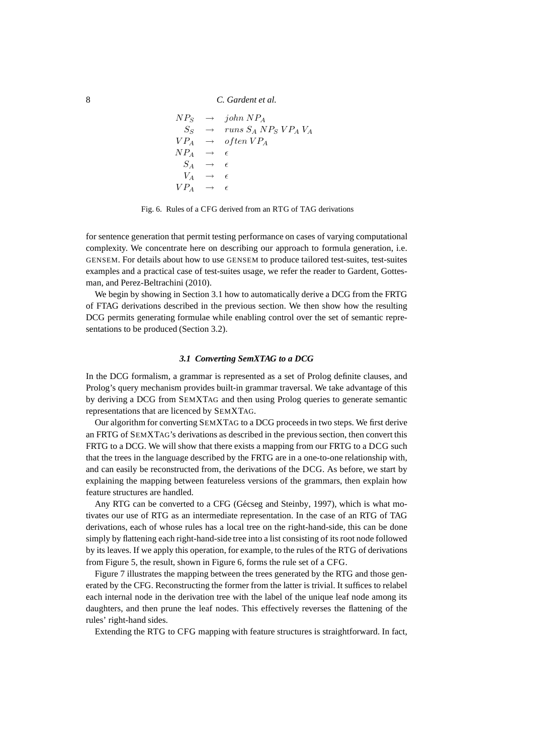$$
\begin{array}{rcl}
NP_S & \rightarrow & john\ NP_A \\
S_S & \rightarrow & runs\ S_A\ NP_S\ VP_A\ V_A \\
VP_A & \rightarrow & often\ VP_A \\
NP_A & \rightarrow & \epsilon \\
S_A & \rightarrow & \epsilon \\
V_A & \rightarrow & \epsilon \\
VP_A & \rightarrow & \epsilon
\end{array}
$$

Fig. 6. Rules of a CFG derived from an RTG of TAG derivations

for sentence generation that permit testing performance on cases of varying computational complexity. We concentrate here on describing our approach to formula generation, i.e. GENSEM. For details about how to use GENSEM to produce tailored test-suites, test-suites examples and a practical case of test-suites usage, we refer the reader to Gardent, Gottesman, and Perez-Beltrachini (2010).

We begin by showing in Section 3.1 how to automatically derive a DCG from the FRTG of FTAG derivations described in the previous section. We then show how the resulting DCG permits generating formulae while enabling control over the set of semantic representations to be produced (Section 3.2).

### *3.1 Converting SemXTAG to a DCG*

In the DCG formalism, a grammar is represented as a set of Prolog definite clauses, and Prolog's query mechanism provides built-in grammar traversal. We take advantage of this by deriving a DCG from SEMXTAG and then using Prolog queries to generate semantic representations that are licenced by SEMXTAG.

Our algorithm for converting SEMXTAG to a DCG proceeds in two steps. We first derive an FRTG of SEMXTAG's derivations as described in the previous section, then convert this FRTG to a DCG. We will show that there exists a mapping from our FRTG to a DCG such that the trees in the language described by the FRTG are in a one-to-one relationship with, and can easily be reconstructed from, the derivations of the DCG. As before, we start by explaining the mapping between featureless versions of the grammars, then explain how feature structures are handled.

Any RTG can be converted to a CFG (Gécseg and Steinby, 1997), which is what motivates our use of RTG as an intermediate representation. In the case of an RTG of TAG derivations, each of whose rules has a local tree on the right-hand-side, this can be done simply by flattening each right-hand-side tree into a list consisting of its root node followed by its leaves. If we apply this operation, for example, to the rules of the RTG of derivations from Figure 5, the result, shown in Figure 6, forms the rule set of a CFG.

Figure 7 illustrates the mapping between the trees generated by the RTG and those generated by the CFG. Reconstructing the former from the latter is trivial. It suffices to relabel each internal node in the derivation tree with the label of the unique leaf node among its daughters, and then prune the leaf nodes. This effectively reverses the flattening of the rules' right-hand sides.

Extending the RTG to CFG mapping with feature structures is straightforward. In fact,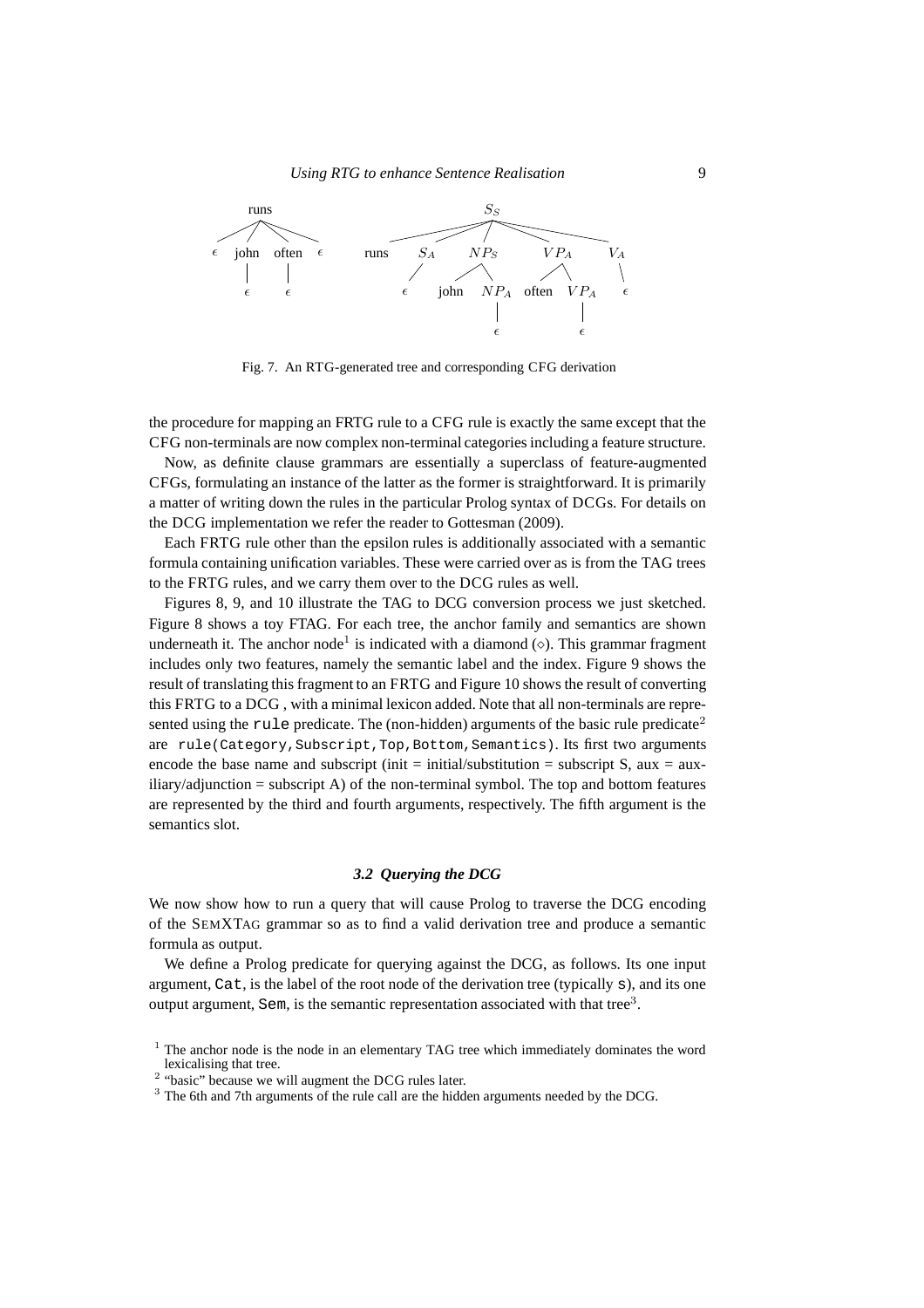Fig. 7. An RTG-generated tree and corresponding CFG derivation

the procedure for mapping an FRTG rule to a CFG rule is exactly the same except that the CFG non-terminals are now complex non-terminal categories including a feature structure.

Now, as definite clause grammars are essentially a superclass of feature-augmented CFGs, formulating an instance of the latter as the former is straightforward. It is primarily a matter of writing down the rules in the particular Prolog syntax of DCGs. For details on the DCG implementation we refer the reader to Gottesman (2009).

Each FRTG rule other than the epsilon rules is additionally associated with a semantic formula containing unification variables. These were carried over as is from the TAG trees to the FRTG rules, and we carry them over to the DCG rules as well.

Figures 8, 9, and 10 illustrate the TAG to DCG conversion process we just sketched. Figure 8 shows a toy FTAG. For each tree, the anchor family and semantics are shown underneath it. The anchor node[1] is indicated with a diamond ($\diamond$). This grammar fragment includes only two features, namely the semantic label and the index. Figure 9 shows the result of translating this fragment to an FRTG and Figure 10 shows the result of converting this FRTG to a DCG , with a minimal lexicon added. Note that all non-terminals are represented using the `rule` predicate. The (non-hidden) arguments of the basic rule predicate[2] are `rule(Category,Subscript,Top,Bottom,Semantics)`. Its first two arguments encode the base name and subscript (init = initial/substitution = subscript S, aux = auxiliary/adjunction = subscript A) of the non-terminal symbol. The top and bottom features are represented by the third and fourth arguments, respectively. The fifth argument is the semantics slot.

### 3.2 Querying the DCG

We now show how to run a query that will cause Prolog to traverse the DCG encoding of the SemXTag grammar so as to find a valid derivation tree and produce a semantic formula as output.

We define a Prolog predicate for querying against the DCG, as follows. Its one input argument, `Cat`, is the label of the root node of the derivation tree (typically `s`), and its one output argument, `Sem`, is the semantic representation associated with that tree[3].

[1] The anchor node is the node in an elementary TAG tree which immediately dominates the word lexicalising that tree.

[2] "basic" because we will augment the DCG rules later.

[3] The 6th and 7th arguments of the rule call are the hidden arguments needed by the DCG.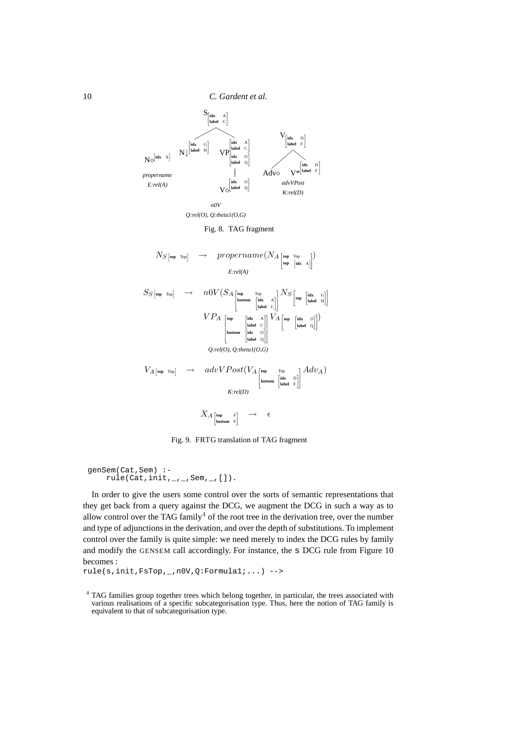S[idx A, label C]

N↓[idx G, label H]   VP[idx A, label C][idx O, label Q]

V◇[idx O, label Q]

N◇[idx A]

*propername*
*E:rel(A)*

*n0V*
*Q:rel(O), Q:theta1(O,G)*

V[idx D, label F]

Adv◇   V*[idx D, label F]

*advVPost*
*K:rel(D)*

Fig. 8. TAG fragment

$$N_{S\,[\textbf{top}\ \ \text{Top}]} \quad \rightarrow \quad propername(N_{A \begin{bmatrix}\textbf{top} & \text{Top} \\ \textbf{top} & [\textbf{idx}\ \ \text{A}]\end{bmatrix}})$$

*E:rel(A)*

$$S_{S\,[\textbf{top}\ \ \text{Top}]} \quad \rightarrow \quad n0V(S_{A \begin{bmatrix}\textbf{top} & \text{Top} \\ \textbf{bottom} & \begin{bmatrix}\textbf{idx} & \text{A} \\ \textbf{label} & \text{C}\end{bmatrix}\end{bmatrix}} N_{S \begin{bmatrix}\textbf{top} & \begin{bmatrix}\textbf{idx} & \text{G} \\ \textbf{label} & \text{H}\end{bmatrix}\end{bmatrix}}$$

$$VP_{A \begin{bmatrix}\textbf{top} & \begin{bmatrix}\textbf{idx} & \text{A} \\ \textbf{label} & \text{C}\end{bmatrix} \\ \textbf{bottom} & \begin{bmatrix}\textbf{idx} & \text{O} \\ \textbf{label} & \text{Q}\end{bmatrix}\end{bmatrix}} V_{A \begin{bmatrix}\textbf{top} & \begin{bmatrix}\textbf{idx} & \text{O} \\ \textbf{label} & \text{Q}\end{bmatrix}\end{bmatrix}})$$

*Q:rel(O), Q:theta1(O,G)*

$$V_{A\,[\textbf{top}\ \ \text{Top}]} \quad \rightarrow \quad advVPost(V_{A \begin{bmatrix}\textbf{top} & \text{Top} \\ \textbf{bottom} & \begin{bmatrix}\textbf{idx} & \text{D} \\ \textbf{label} & \text{F}\end{bmatrix}\end{bmatrix}} Adv_A)$$

*K:rel(D)*

$$X_{A \begin{bmatrix}\textbf{top} & \text{F} \\ \textbf{bottom} & \text{F}\end{bmatrix}} \quad \rightarrow \quad \epsilon$$

Fig. 9. FRTG translation of TAG fragment

```
genSem(Cat,Sem) :-
    rule(Cat,init,_,_,Sem,_,[]).
```

In order to give the users some control over the sorts of semantic representations that they get back from a query against the DCG, we augment the DCG in such a way as to allow control over the TAG family[4] of the root tree in the derivation tree, over the number and type of adjunctions in the derivation, and over the depth of substitutions. To implement control over the family is quite simple: we need merely to index the DCG rules by family and modify the GENSEM call accordingly. For instance, the s DCG rule from Figure 10 becomes :

```
rule(s,init,FsTop,_,n0V,Q:Formula1;...) -->
```

[4] TAG families group together trees which belong together, in particular, the trees associated with various realisations of a specific subcategorisation type. Thus, here the notion of TAG family is equivalent to that of subcategorisation type.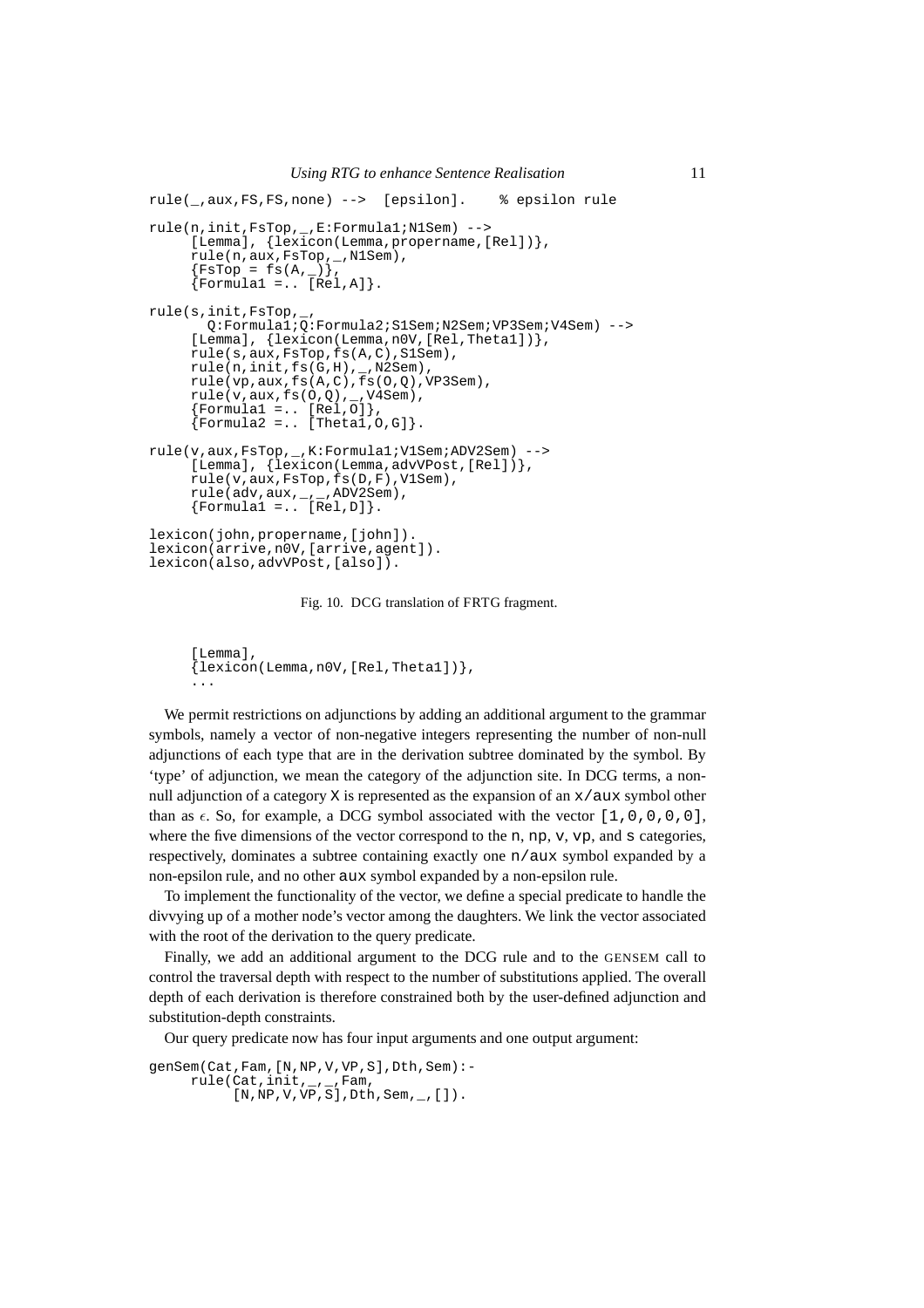```
rule(_,aux,FS,FS,none) -->  [epsilon].    % epsilon rule

rule(n,init,FsTop,_,E:Formula1;N1Sem) -->
     [Lemma], {lexicon(Lemma,propername,[Rel])},
     rule(n,aux,FsTop,_,N1Sem),
     {FsTop = fs(A,_)},
     {Formula1 =.. [Rel,A]}.

rule(s,init,FsTop,_,
      Q:Formula1;Q:Formula2;S1Sem;N2Sem;VP3Sem;V4Sem) -->
     [Lemma], {lexicon(Lemma,n0V,[Rel,Theta1])},
     rule(s,aux,FsTop,fs(A,C),S1Sem),
     rule(n,init,fs(G,H),_,N2Sem),
     rule(vp,aux,fs(A,C),fs(O,Q),VP3Sem),
     rule(v,aux,fs(O,Q),_,V4Sem),
     {Formula1 =.. [Rel,O]},
     {Formula2 =.. [Theta1,O,G]}.

rule(v,aux,FsTop,_,K:Formula1;V1Sem;ADV2Sem) -->
     [Lemma], {lexicon(Lemma,advVPost,[Rel])},
     rule(v,aux,FsTop,fs(D,F),V1Sem),
     rule(adv,aux,_,_,ADV2Sem),
     {Formula1 =.. [Rel,D]}.

lexicon(john,propername,[john]).
lexicon(arrive,n0V,[arrive,agent]).
lexicon(also,advVPost,[also]).
```

Fig. 10. DCG translation of FRTG fragment.

```
     [Lemma],
     {lexicon(Lemma,n0V,[Rel,Theta1])},
     ...
```

We permit restrictions on adjunctions by adding an additional argument to the grammar symbols, namely a vector of non-negative integers representing the number of non-null adjunctions of each type that are in the derivation subtree dominated by the symbol. By 'type' of adjunction, we mean the category of the adjunction site. In DCG terms, a non-null adjunction of a category X is represented as the expansion of an x/aux symbol other than as $\epsilon$. So, for example, a DCG symbol associated with the vector [1,0,0,0,0], where the five dimensions of the vector correspond to the n, np, v, vp, and s categories, respectively, dominates a subtree containing exactly one n/aux symbol expanded by a non-epsilon rule, and no other aux symbol expanded by a non-epsilon rule.

To implement the functionality of the vector, we define a special predicate to handle the divvying up of a mother node's vector among the daughters. We link the vector associated with the root of the derivation to the query predicate.

Finally, we add an additional argument to the DCG rule and to the GENSEM call to control the traversal depth with respect to the number of substitutions applied. The overall depth of each derivation is therefore constrained both by the user-defined adjunction and substitution-depth constraints.

Our query predicate now has four input arguments and one output argument:

```
genSem(Cat,Fam,[N,NP,V,VP,S],Dth,Sem):-
     rule(Cat,init,_,_,Fam,
          [N,NP,V,VP,S],Dth,Sem,_,[]).
```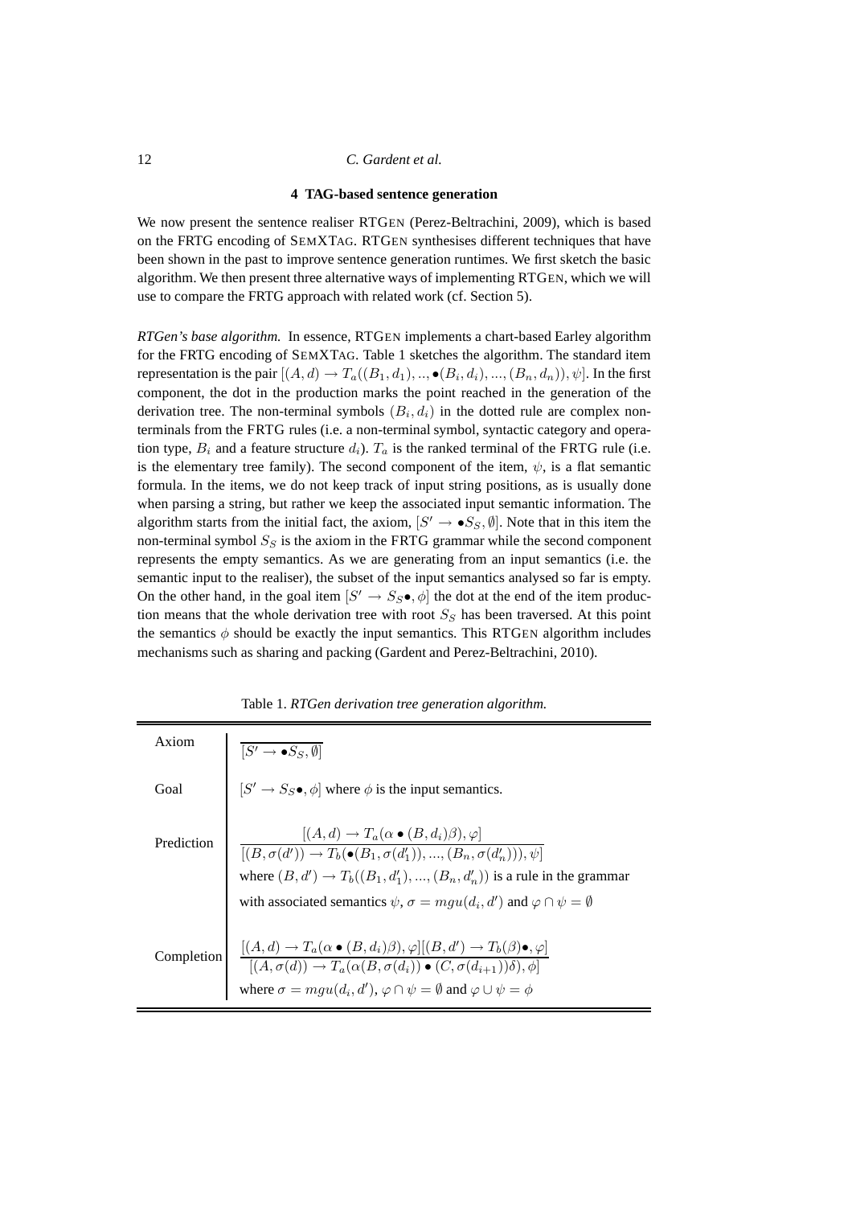## 4 TAG-based sentence generation

We now present the sentence realiser RTGEN (Perez-Beltrachini, 2009), which is based on the FRTG encoding of SEMXTAG. RTGEN synthesises different techniques that have been shown in the past to improve sentence generation runtimes. We first sketch the basic algorithm. We then present three alternative ways of implementing RTGEN, which we will use to compare the FRTG approach with related work (cf. Section 5).

*RTGen's base algorithm.* In essence, RTGEN implements a chart-based Earley algorithm for the FRTG encoding of SEMXTAG. Table 1 sketches the algorithm. The standard item representation is the pair $[(A, d) \rightarrow T_a((B_1, d_1), ..., \bullet(B_i, d_i), ..., (B_n, d_n)), \psi]$. In the first component, the dot in the production marks the point reached in the generation of the derivation tree. The non-terminal symbols $(B_i, d_i)$ in the dotted rule are complex non-terminals from the FRTG rules (i.e. a non-terminal symbol, syntactic category and operation type, $B_i$ and a feature structure $d_i$). $T_a$ is the ranked terminal of the FRTG rule (i.e. is the elementary tree family). The second component of the item, $\psi$, is a flat semantic formula. In the items, we do not keep track of input string positions, as is usually done when parsing a string, but rather we keep the associated input semantic information. The algorithm starts from the initial fact, the axiom, $[S' \rightarrow \bullet S_S, \emptyset]$. Note that in this item the non-terminal symbol $S_S$ is the axiom in the FRTG grammar while the second component represents the empty semantics. As we are generating from an input semantics (i.e. the semantic input to the realiser), the subset of the input semantics analysed so far is empty. On the other hand, in the goal item $[S' \rightarrow S_S\bullet, \phi]$ the dot at the end of the item production means that the whole derivation tree with root $S_S$ has been traversed. At this point the semantics $\phi$ should be exactly the input semantics. This RTGEN algorithm includes mechanisms such as sharing and packing (Gardent and Perez-Beltrachini, 2010).

Table 1. *RTGen derivation tree generation algorithm.*

| | |
|---|---|
| Axiom | $\overline{[S' \rightarrow \bullet S_S, \emptyset]}$ |
| Goal | $[S' \rightarrow S_S\bullet, \phi]$ where $\phi$ is the input semantics. |
| Prediction | $\dfrac{[(A, d) \rightarrow T_a(\alpha \bullet (B, d_i)\beta), \varphi]}{[(B, \sigma(d')) \rightarrow T_b(\bullet(B_1, \sigma(d'_1)), ..., (B_n, \sigma(d'_n))), \psi]}$ where $(B, d') \rightarrow T_b((B_1, d'_1), ..., (B_n, d'_n))$ is a rule in the grammar with associated semantics $\psi$, $\sigma = mgu(d_i, d')$ and $\varphi \cap \psi = \emptyset$ |
| Completion | $\dfrac{[(A, d) \rightarrow T_a(\alpha \bullet (B, d_i)\beta), \varphi][(B, d') \rightarrow T_b(\beta)\bullet, \varphi]}{[(A, \sigma(d)) \rightarrow T_a(\alpha(B, \sigma(d_i)) \bullet (C, \sigma(d_{i+1}))\delta), \phi]}$ where $\sigma = mgu(d_i, d')$, $\varphi \cap \psi = \emptyset$ and $\varphi \cup \psi = \phi$ |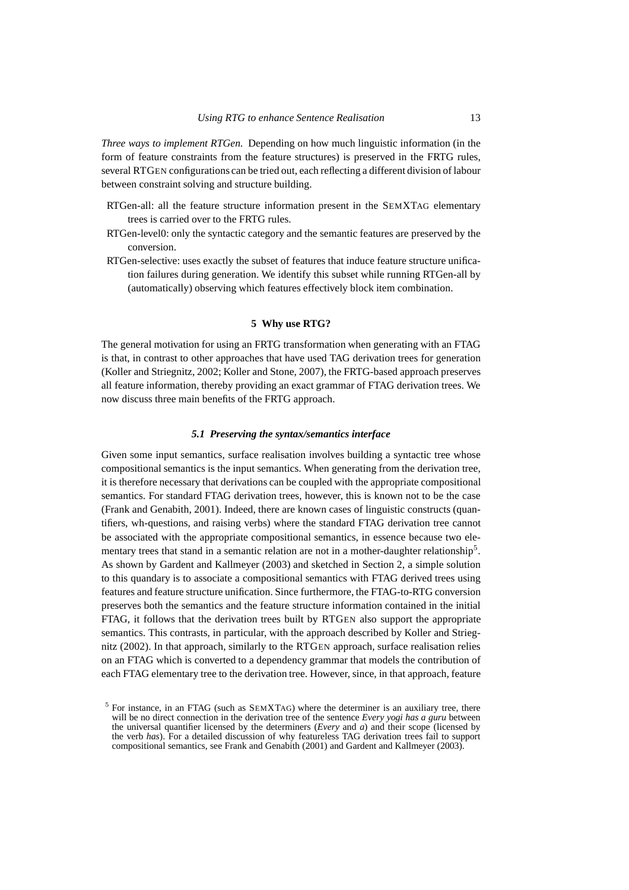*Three ways to implement RTGen.* Depending on how much linguistic information (in the form of feature constraints from the feature structures) is preserved in the FRTG rules, several RTGEN configurations can be tried out, each reflecting a different division of labour between constraint solving and structure building.

RTGen-all: all the feature structure information present in the SEMXTAG elementary trees is carried over to the FRTG rules.

RTGen-level0: only the syntactic category and the semantic features are preserved by the conversion.

RTGen-selective: uses exactly the subset of features that induce feature structure unification failures during generation. We identify this subset while running RTGen-all by (automatically) observing which features effectively block item combination.

## 5 Why use RTG?

The general motivation for using an FRTG transformation when generating with an FTAG is that, in contrast to other approaches that have used TAG derivation trees for generation (Koller and Striegnitz, 2002; Koller and Stone, 2007), the FRTG-based approach preserves all feature information, thereby providing an exact grammar of FTAG derivation trees. We now discuss three main benefits of the FRTG approach.

### *5.1 Preserving the syntax/semantics interface*

Given some input semantics, surface realisation involves building a syntactic tree whose compositional semantics is the input semantics. When generating from the derivation tree, it is therefore necessary that derivations can be coupled with the appropriate compositional semantics. For standard FTAG derivation trees, however, this is known not to be the case (Frank and Genabith, 2001). Indeed, there are known cases of linguistic constructs (quantifiers, wh-questions, and raising verbs) where the standard FTAG derivation tree cannot be associated with the appropriate compositional semantics, in essence because two elementary trees that stand in a semantic relation are not in a mother-daughter relationship[5]. As shown by Gardent and Kallmeyer (2003) and sketched in Section 2, a simple solution to this quandary is to associate a compositional semantics with FTAG derived trees using features and feature structure unification. Since furthermore, the FTAG-to-RTG conversion preserves both the semantics and the feature structure information contained in the initial FTAG, it follows that the derivation trees built by RTGEN also support the appropriate semantics. This contrasts, in particular, with the approach described by Koller and Striegnitz (2002). In that approach, similarly to the RTGEN approach, surface realisation relies on an FTAG which is converted to a dependency grammar that models the contribution of each FTAG elementary tree to the derivation tree. However, since, in that approach, feature

[5] For instance, in an FTAG (such as SEMXTAG) where the determiner is an auxiliary tree, there will be no direct connection in the derivation tree of the sentence *Every yogi has a guru* between the universal quantifier licensed by the determiners (*Every* and *a*) and their scope (licensed by the verb *has*). For a detailed discussion of why featureless TAG derivation trees fail to support compositional semantics, see Frank and Genabith (2001) and Gardent and Kallmeyer (2003).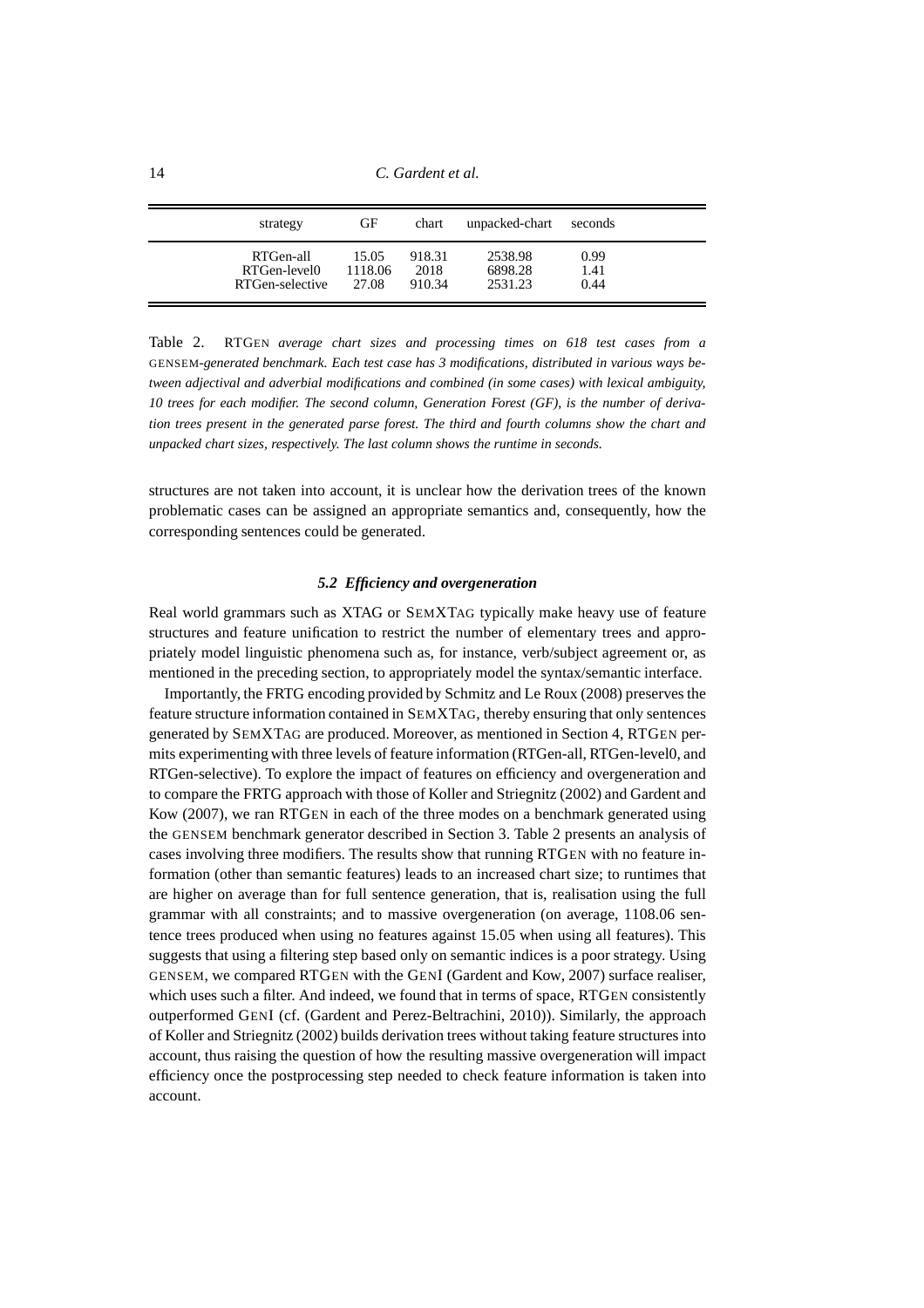| strategy | GF | chart | unpacked-chart | seconds |
| --- | --- | --- | --- | --- |
| RTGen-all | 15.05 | 918.31 | 2538.98 | 0.99 |
| RTGen-level0 | 1118.06 | 2018 | 6898.28 | 1.41 |
| RTGen-selective | 27.08 | 910.34 | 2531.23 | 0.44 |

Table 2. RTGEN *average chart sizes and processing times on 618 test cases from a* GENSEM*-generated benchmark. Each test case has 3 modifications, distributed in various ways between adjectival and adverbial modifications and combined (in some cases) with lexical ambiguity, 10 trees for each modifier. The second column, Generation Forest (GF), is the number of derivation trees present in the generated parse forest. The third and fourth columns show the chart and unpacked chart sizes, respectively. The last column shows the runtime in seconds.*

structures are not taken into account, it is unclear how the derivation trees of the known problematic cases can be assigned an appropriate semantics and, consequently, how the corresponding sentences could be generated.

### *5.2 Efficiency and overgeneration*

Real world grammars such as XTAG or SEMXTAG typically make heavy use of feature structures and feature unification to restrict the number of elementary trees and appropriately model linguistic phenomena such as, for instance, verb/subject agreement or, as mentioned in the preceding section, to appropriately model the syntax/semantic interface.

Importantly, the FRTG encoding provided by Schmitz and Le Roux (2008) preserves the feature structure information contained in SEMXTAG, thereby ensuring that only sentences generated by SEMXTAG are produced. Moreover, as mentioned in Section 4, RTGEN permits experimenting with three levels of feature information (RTGen-all, RTGen-level0, and RTGen-selective). To explore the impact of features on efficiency and overgeneration and to compare the FRTG approach with those of Koller and Striegnitz (2002) and Gardent and Kow (2007), we ran RTGEN in each of the three modes on a benchmark generated using the GENSEM benchmark generator described in Section 3. Table 2 presents an analysis of cases involving three modifiers. The results show that running RTGEN with no feature information (other than semantic features) leads to an increased chart size; to runtimes that are higher on average than for full sentence generation, that is, realisation using the full grammar with all constraints; and to massive overgeneration (on average, 1108.06 sentence trees produced when using no features against 15.05 when using all features). This suggests that using a filtering step based only on semantic indices is a poor strategy. Using GENSEM, we compared RTGEN with the GENI (Gardent and Kow, 2007) surface realiser, which uses such a filter. And indeed, we found that in terms of space, RTGEN consistently outperformed GENI (cf. (Gardent and Perez-Beltrachini, 2010)). Similarly, the approach of Koller and Striegnitz (2002) builds derivation trees without taking feature structures into account, thus raising the question of how the resulting massive overgeneration will impact efficiency once the postprocessing step needed to check feature information is taken into account.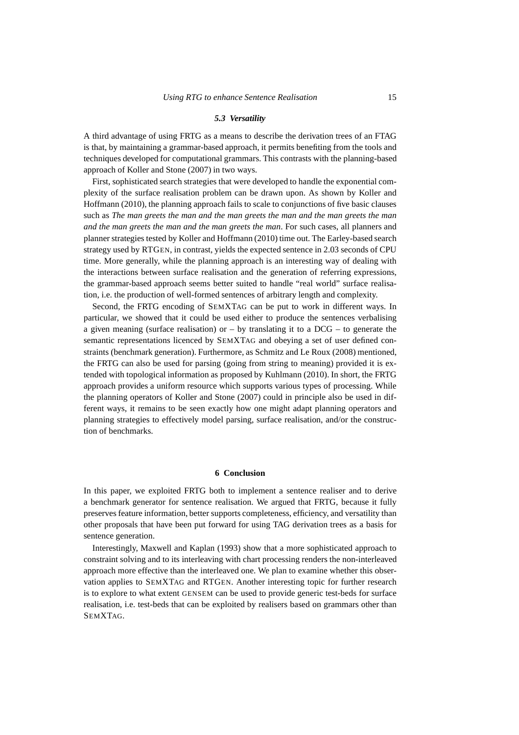### *5.3 Versatility*

A third advantage of using FRTG as a means to describe the derivation trees of an FTAG is that, by maintaining a grammar-based approach, it permits benefiting from the tools and techniques developed for computational grammars. This contrasts with the planning-based approach of Koller and Stone (2007) in two ways.

First, sophisticated search strategies that were developed to handle the exponential complexity of the surface realisation problem can be drawn upon. As shown by Koller and Hoffmann (2010), the planning approach fails to scale to conjunctions of five basic clauses such as *The man greets the man and the man greets the man and the man greets the man and the man greets the man and the man greets the man*. For such cases, all planners and planner strategies tested by Koller and Hoffmann (2010) time out. The Earley-based search strategy used by RTGEN, in contrast, yields the expected sentence in 2.03 seconds of CPU time. More generally, while the planning approach is an interesting way of dealing with the interactions between surface realisation and the generation of referring expressions, the grammar-based approach seems better suited to handle "real world" surface realisation, i.e. the production of well-formed sentences of arbitrary length and complexity.

Second, the FRTG encoding of SEMXTAG can be put to work in different ways. In particular, we showed that it could be used either to produce the sentences verbalising a given meaning (surface realisation) or – by translating it to a DCG – to generate the semantic representations licenced by SEMXTAG and obeying a set of user defined constraints (benchmark generation). Furthermore, as Schmitz and Le Roux (2008) mentioned, the FRTG can also be used for parsing (going from string to meaning) provided it is extended with topological information as proposed by Kuhlmann (2010). In short, the FRTG approach provides a uniform resource which supports various types of processing. While the planning operators of Koller and Stone (2007) could in principle also be used in different ways, it remains to be seen exactly how one might adapt planning operators and planning strategies to effectively model parsing, surface realisation, and/or the construction of benchmarks.

## 6 Conclusion

In this paper, we exploited FRTG both to implement a sentence realiser and to derive a benchmark generator for sentence realisation. We argued that FRTG, because it fully preserves feature information, better supports completeness, efficiency, and versatility than other proposals that have been put forward for using TAG derivation trees as a basis for sentence generation.

Interestingly, Maxwell and Kaplan (1993) show that a more sophisticated approach to constraint solving and to its interleaving with chart processing renders the non-interleaved approach more effective than the interleaved one. We plan to examine whether this observation applies to SEMXTAG and RTGEN. Another interesting topic for further research is to explore to what extent GENSEM can be used to provide generic test-beds for surface realisation, i.e. test-beds that can be exploited by realisers based on grammars other than SEMXTAG.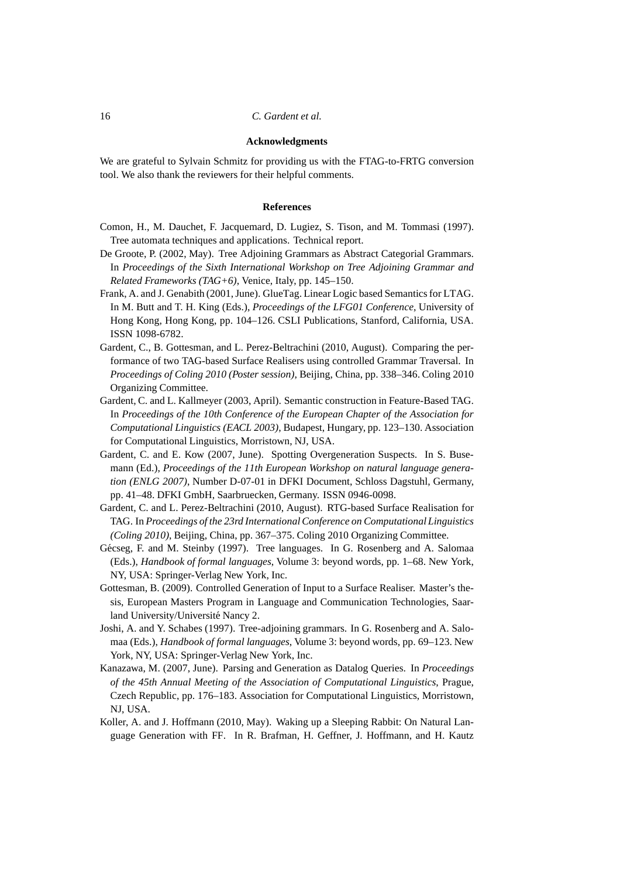## Acknowledgments

We are grateful to Sylvain Schmitz for providing us with the FTAG-to-FRTG conversion tool. We also thank the reviewers for their helpful comments.

## References

Comon, H., M. Dauchet, F. Jacquemard, D. Lugiez, S. Tison, and M. Tommasi (1997). Tree automata techniques and applications. Technical report.

De Groote, P. (2002, May). Tree Adjoining Grammars as Abstract Categorial Grammars. In *Proceedings of the Sixth International Workshop on Tree Adjoining Grammar and Related Frameworks (TAG+6)*, Venice, Italy, pp. 145–150.

Frank, A. and J. Genabith (2001, June). GlueTag. Linear Logic based Semantics for LTAG. In M. Butt and T. H. King (Eds.), *Proceedings of the LFG01 Conference*, University of Hong Kong, Hong Kong, pp. 104–126. CSLI Publications, Stanford, California, USA. ISSN 1098-6782.

Gardent, C., B. Gottesman, and L. Perez-Beltrachini (2010, August). Comparing the performance of two TAG-based Surface Realisers using controlled Grammar Traversal. In *Proceedings of Coling 2010 (Poster session)*, Beijing, China, pp. 338–346. Coling 2010 Organizing Committee.

Gardent, C. and L. Kallmeyer (2003, April). Semantic construction in Feature-Based TAG. In *Proceedings of the 10th Conference of the European Chapter of the Association for Computational Linguistics (EACL 2003)*, Budapest, Hungary, pp. 123–130. Association for Computational Linguistics, Morristown, NJ, USA.

Gardent, C. and E. Kow (2007, June). Spotting Overgeneration Suspects. In S. Busemann (Ed.), *Proceedings of the 11th European Workshop on natural language generation (ENLG 2007)*, Number D-07-01 in DFKI Document, Schloss Dagstuhl, Germany, pp. 41–48. DFKI GmbH, Saarbruecken, Germany. ISSN 0946-0098.

Gardent, C. and L. Perez-Beltrachini (2010, August). RTG-based Surface Realisation for TAG. In *Proceedings of the 23rd International Conference on Computational Linguistics (Coling 2010)*, Beijing, China, pp. 367–375. Coling 2010 Organizing Committee.

Gécseg, F. and M. Steinby (1997). Tree languages. In G. Rosenberg and A. Salomaa (Eds.), *Handbook of formal languages*, Volume 3: beyond words, pp. 1–68. New York, NY, USA: Springer-Verlag New York, Inc.

Gottesman, B. (2009). Controlled Generation of Input to a Surface Realiser. Master's thesis, European Masters Program in Language and Communication Technologies, Saarland University/Université Nancy 2.

Joshi, A. and Y. Schabes (1997). Tree-adjoining grammars. In G. Rosenberg and A. Salomaa (Eds.), *Handbook of formal languages*, Volume 3: beyond words, pp. 69–123. New York, NY, USA: Springer-Verlag New York, Inc.

Kanazawa, M. (2007, June). Parsing and Generation as Datalog Queries. In *Proceedings of the 45th Annual Meeting of the Association of Computational Linguistics*, Prague, Czech Republic, pp. 176–183. Association for Computational Linguistics, Morristown, NJ, USA.

Koller, A. and J. Hoffmann (2010, May). Waking up a Sleeping Rabbit: On Natural Language Generation with FF. In R. Brafman, H. Geffner, J. Hoffmann, and H. Kautz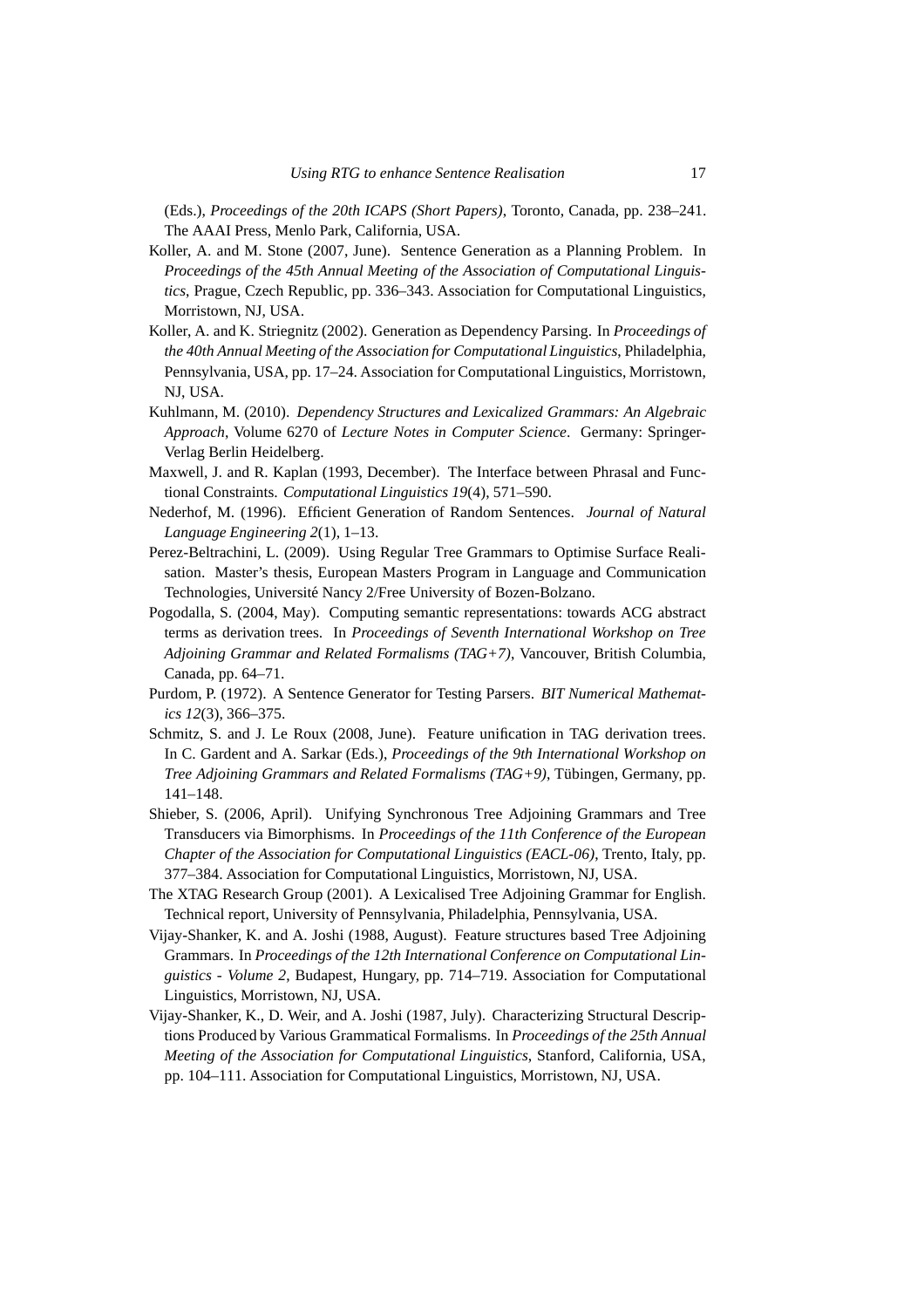(Eds.), *Proceedings of the 20th ICAPS (Short Papers)*, Toronto, Canada, pp. 238–241. The AAAI Press, Menlo Park, California, USA.

Koller, A. and M. Stone (2007, June). Sentence Generation as a Planning Problem. In *Proceedings of the 45th Annual Meeting of the Association of Computational Linguistics*, Prague, Czech Republic, pp. 336–343. Association for Computational Linguistics, Morristown, NJ, USA.

Koller, A. and K. Striegnitz (2002). Generation as Dependency Parsing. In *Proceedings of the 40th Annual Meeting of the Association for Computational Linguistics*, Philadelphia, Pennsylvania, USA, pp. 17–24. Association for Computational Linguistics, Morristown, NJ, USA.

Kuhlmann, M. (2010). *Dependency Structures and Lexicalized Grammars: An Algebraic Approach*, Volume 6270 of *Lecture Notes in Computer Science*. Germany: Springer-Verlag Berlin Heidelberg.

Maxwell, J. and R. Kaplan (1993, December). The Interface between Phrasal and Functional Constraints. *Computational Linguistics 19*(4), 571–590.

Nederhof, M. (1996). Efficient Generation of Random Sentences. *Journal of Natural Language Engineering 2*(1), 1–13.

Perez-Beltrachini, L. (2009). Using Regular Tree Grammars to Optimise Surface Realisation. Master's thesis, European Masters Program in Language and Communication Technologies, Université Nancy 2/Free University of Bozen-Bolzano.

Pogodalla, S. (2004, May). Computing semantic representations: towards ACG abstract terms as derivation trees. In *Proceedings of Seventh International Workshop on Tree Adjoining Grammar and Related Formalisms (TAG+7)*, Vancouver, British Columbia, Canada, pp. 64–71.

Purdom, P. (1972). A Sentence Generator for Testing Parsers. *BIT Numerical Mathematics 12*(3), 366–375.

Schmitz, S. and J. Le Roux (2008, June). Feature unification in TAG derivation trees. In C. Gardent and A. Sarkar (Eds.), *Proceedings of the 9th International Workshop on Tree Adjoining Grammars and Related Formalisms (TAG+9)*, Tübingen, Germany, pp. 141–148.

Shieber, S. (2006, April). Unifying Synchronous Tree Adjoining Grammars and Tree Transducers via Bimorphisms. In *Proceedings of the 11th Conference of the European Chapter of the Association for Computational Linguistics (EACL-06)*, Trento, Italy, pp. 377–384. Association for Computational Linguistics, Morristown, NJ, USA.

The XTAG Research Group (2001). A Lexicalised Tree Adjoining Grammar for English. Technical report, University of Pennsylvania, Philadelphia, Pennsylvania, USA.

Vijay-Shanker, K. and A. Joshi (1988, August). Feature structures based Tree Adjoining Grammars. In *Proceedings of the 12th International Conference on Computational Linguistics - Volume 2*, Budapest, Hungary, pp. 714–719. Association for Computational Linguistics, Morristown, NJ, USA.

Vijay-Shanker, K., D. Weir, and A. Joshi (1987, July). Characterizing Structural Descriptions Produced by Various Grammatical Formalisms. In *Proceedings of the 25th Annual Meeting of the Association for Computational Linguistics*, Stanford, California, USA, pp. 104–111. Association for Computational Linguistics, Morristown, NJ, USA.